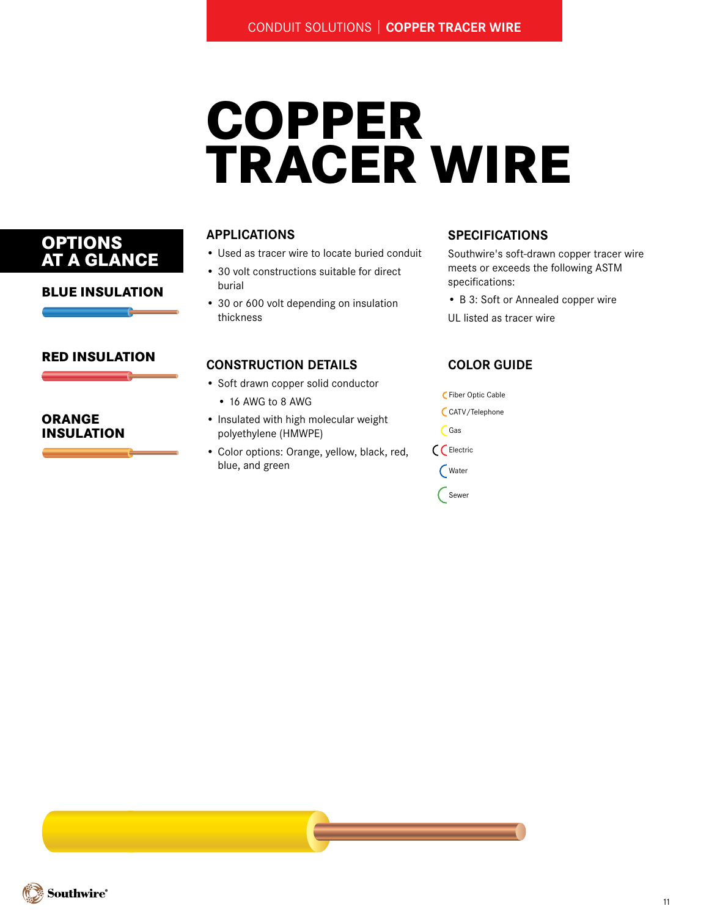# COPPER TRACER WIRE

## OPTIONS AT A GLANCE

### BLUE INSULATION

### RED INSULATION

### ORANGE INSULATION

## APPLICATIONS

- Used as tracer wire to locate buried conduit
- 30 volt constructions suitable for direct burial
- 30 or 600 volt depending on insulation thickness

## CONSTRUCTION DETAILS

- Soft drawn copper solid conductor
  - 16 AWG to 8 AWG
- Insulated with high molecular weight polyethylene (HMWPE)
- Color options: Orange, yellow, black, red, blue, and green

## SPECIFICATIONS

Southwire's soft-drawn copper tracer wire meets or exceeds the following ASTM specifications:

- B 3: Soft or Annealed copper wire

UL listed as tracer wire

## COLOR GUIDE

- Fiber Optic Cable
- CATV/Telephone
- Gas
- Electric
- Water
- Sewer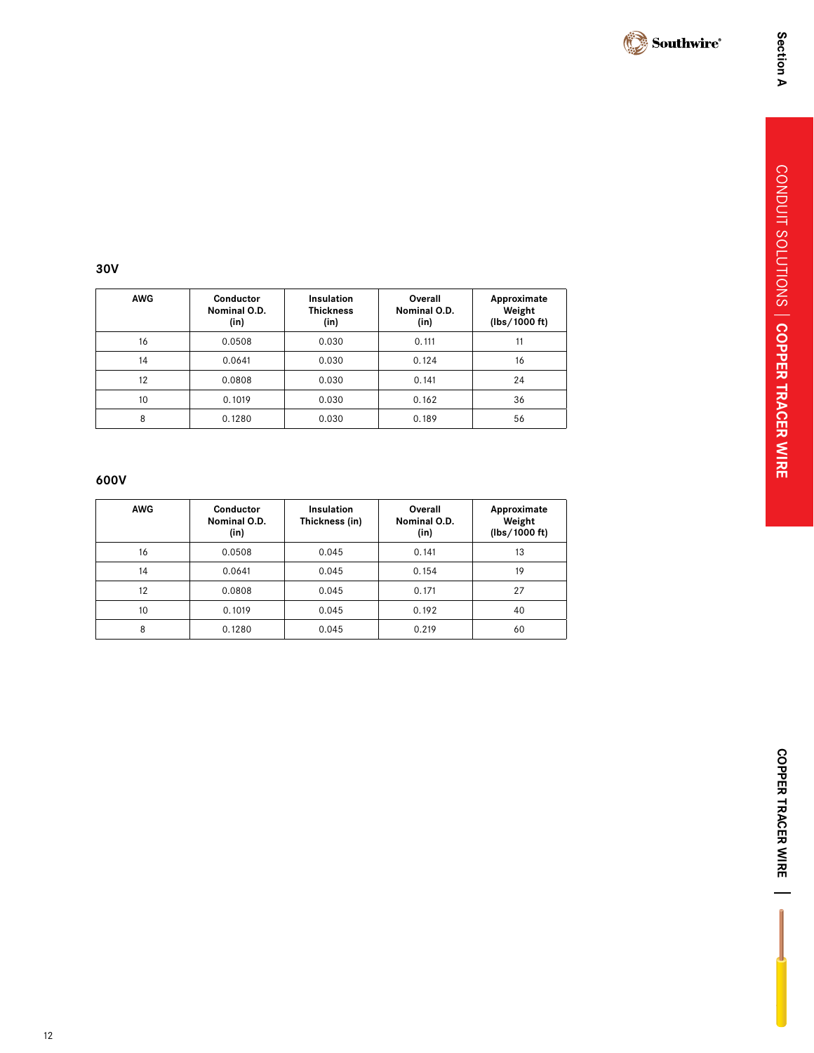### 30V

| AWG | Conductor Nominal O.D. (in) | Insulation Thickness (in) | Overall Nominal O.D. (in) | Approximate Weight (lbs/1000 ft) |
|---|---|---|---|---|
| 16 | 0.0508 | 0.030 | 0.111 | 11 |
| 14 | 0.0641 | 0.030 | 0.124 | 16 |
| 12 | 0.0808 | 0.030 | 0.141 | 24 |
| 10 | 0.1019 | 0.030 | 0.162 | 36 |
| 8 | 0.1280 | 0.030 | 0.189 | 56 |

### 600V

| AWG | Conductor Nominal O.D. (in) | Insulation Thickness (in) | Overall Nominal O.D. (in) | Approximate Weight (lbs/1000 ft) |
|---|---|---|---|---|
| 16 | 0.0508 | 0.045 | 0.141 | 13 |
| 14 | 0.0641 | 0.045 | 0.154 | 19 |
| 12 | 0.0808 | 0.045 | 0.171 | 27 |
| 10 | 0.1019 | 0.045 | 0.192 | 40 |
| 8 | 0.1280 | 0.045 | 0.219 | 60 |